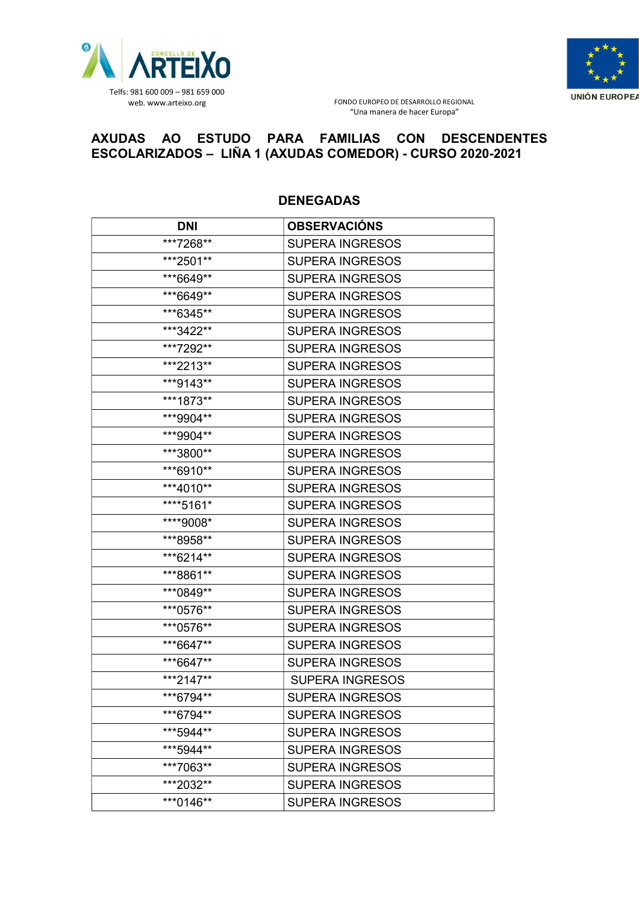CONCELLO DE ARTEIXO

Telfs: 981 600 009 – 981 659 000
web. www.arteixo.org

FONDO EUROPEO DE DESARROLLO REGIONAL
"Una manera de hacer Europa"

UNIÓN EUROPEA

# AXUDAS AO ESTUDO PARA FAMILIAS CON DESCENDENTES ESCOLARIZADOS – LIÑA 1 (AXUDAS COMEDOR) - CURSO 2020-2021

## DENEGADAS

| DNI | OBSERVACIÓNS |
|---|---|
| ***7268** | SUPERA INGRESOS |
| ***2501** | SUPERA INGRESOS |
| ***6649** | SUPERA INGRESOS |
| ***6649** | SUPERA INGRESOS |
| ***6345** | SUPERA INGRESOS |
| ***3422** | SUPERA INGRESOS |
| ***7292** | SUPERA INGRESOS |
| ***2213** | SUPERA INGRESOS |
| ***9143** | SUPERA INGRESOS |
| ***1873** | SUPERA INGRESOS |
| ***9904** | SUPERA INGRESOS |
| ***9904** | SUPERA INGRESOS |
| ***3800** | SUPERA INGRESOS |
| ***6910** | SUPERA INGRESOS |
| ***4010** | SUPERA INGRESOS |
| ****5161* | SUPERA INGRESOS |
| ****9008* | SUPERA INGRESOS |
| ***8958** | SUPERA INGRESOS |
| ***6214** | SUPERA INGRESOS |
| ***8861** | SUPERA INGRESOS |
| ***0849** | SUPERA INGRESOS |
| ***0576** | SUPERA INGRESOS |
| ***0576** | SUPERA INGRESOS |
| ***6647** | SUPERA INGRESOS |
| ***6647** | SUPERA INGRESOS |
| ***2147** | SUPERA INGRESOS |
| ***6794** | SUPERA INGRESOS |
| ***6794** | SUPERA INGRESOS |
| ***5944** | SUPERA INGRESOS |
| ***5944** | SUPERA INGRESOS |
| ***7063** | SUPERA INGRESOS |
| ***2032** | SUPERA INGRESOS |
| ***0146** | SUPERA INGRESOS |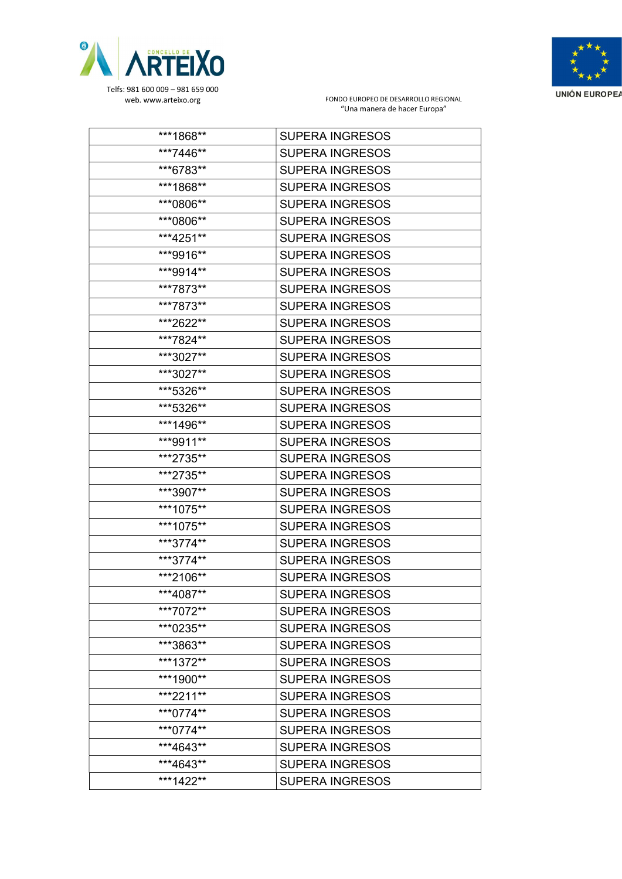| ***1868** | SUPERA INGRESOS |
|---|---|
| ***7446** | SUPERA INGRESOS |
| ***6783** | SUPERA INGRESOS |
| ***1868** | SUPERA INGRESOS |
| ***0806** | SUPERA INGRESOS |
| ***0806** | SUPERA INGRESOS |
| ***4251** | SUPERA INGRESOS |
| ***9916** | SUPERA INGRESOS |
| ***9914** | SUPERA INGRESOS |
| ***7873** | SUPERA INGRESOS |
| ***7873** | SUPERA INGRESOS |
| ***2622** | SUPERA INGRESOS |
| ***7824** | SUPERA INGRESOS |
| ***3027** | SUPERA INGRESOS |
| ***3027** | SUPERA INGRESOS |
| ***5326** | SUPERA INGRESOS |
| ***5326** | SUPERA INGRESOS |
| ***1496** | SUPERA INGRESOS |
| ***9911** | SUPERA INGRESOS |
| ***2735** | SUPERA INGRESOS |
| ***2735** | SUPERA INGRESOS |
| ***3907** | SUPERA INGRESOS |
| ***1075** | SUPERA INGRESOS |
| ***1075** | SUPERA INGRESOS |
| ***3774** | SUPERA INGRESOS |
| ***3774** | SUPERA INGRESOS |
| ***2106** | SUPERA INGRESOS |
| ***4087** | SUPERA INGRESOS |
| ***7072** | SUPERA INGRESOS |
| ***0235** | SUPERA INGRESOS |
| ***3863** | SUPERA INGRESOS |
| ***1372** | SUPERA INGRESOS |
| ***1900** | SUPERA INGRESOS |
| ***2211** | SUPERA INGRESOS |
| ***0774** | SUPERA INGRESOS |
| ***0774** | SUPERA INGRESOS |
| ***4643** | SUPERA INGRESOS |
| ***4643** | SUPERA INGRESOS |
| ***1422** | SUPERA INGRESOS |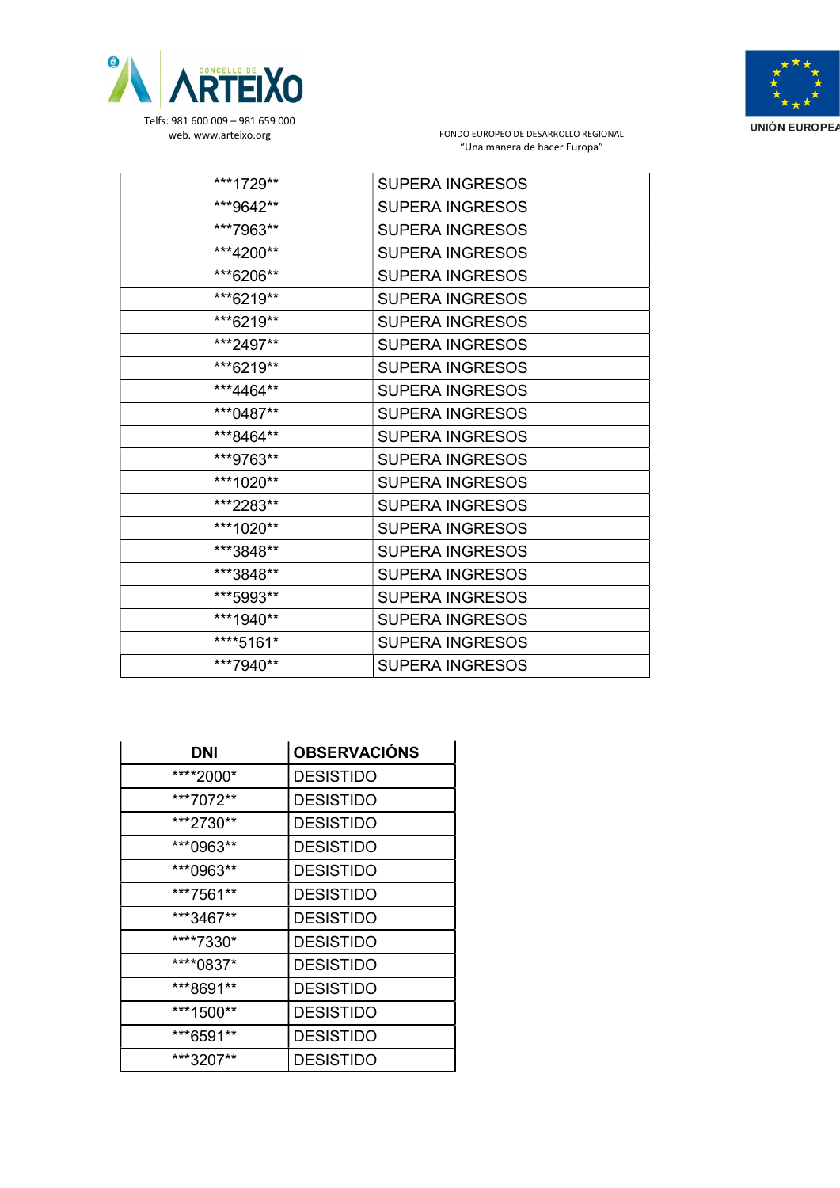| | |
|---|---|
| ***1729** | SUPERA INGRESOS |
| ***9642** | SUPERA INGRESOS |
| ***7963** | SUPERA INGRESOS |
| ***4200** | SUPERA INGRESOS |
| ***6206** | SUPERA INGRESOS |
| ***6219** | SUPERA INGRESOS |
| ***6219** | SUPERA INGRESOS |
| ***2497** | SUPERA INGRESOS |
| ***6219** | SUPERA INGRESOS |
| ***4464** | SUPERA INGRESOS |
| ***0487** | SUPERA INGRESOS |
| ***8464** | SUPERA INGRESOS |
| ***9763** | SUPERA INGRESOS |
| ***1020** | SUPERA INGRESOS |
| ***2283** | SUPERA INGRESOS |
| ***1020** | SUPERA INGRESOS |
| ***3848** | SUPERA INGRESOS |
| ***3848** | SUPERA INGRESOS |
| ***5993** | SUPERA INGRESOS |
| ***1940** | SUPERA INGRESOS |
| ****5161* | SUPERA INGRESOS |
| ***7940** | SUPERA INGRESOS |

| DNI | OBSERVACIÓNS |
|---|---|
| ****2000* | DESISTIDO |
| ***7072** | DESISTIDO |
| ***2730** | DESISTIDO |
| ***0963** | DESISTIDO |
| ***0963** | DESISTIDO |
| ***7561** | DESISTIDO |
| ***3467** | DESISTIDO |
| ****7330* | DESISTIDO |
| ****0837* | DESISTIDO |
| ***8691** | DESISTIDO |
| ***1500** | DESISTIDO |
| ***6591** | DESISTIDO |
| ***3207** | DESISTIDO |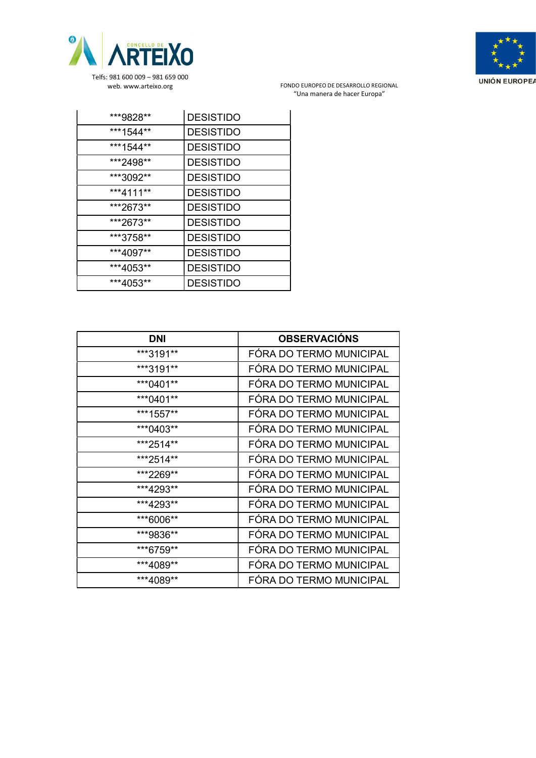| | |
|---|---|
| ***9828** | DESISTIDO |
| ***1544** | DESISTIDO |
| ***1544** | DESISTIDO |
| ***2498** | DESISTIDO |
| ***3092** | DESISTIDO |
| ***4111** | DESISTIDO |
| ***2673** | DESISTIDO |
| ***2673** | DESISTIDO |
| ***3758** | DESISTIDO |
| ***4097** | DESISTIDO |
| ***4053** | DESISTIDO |
| ***4053** | DESISTIDO |

| DNI | OBSERVACIÓNS |
|---|---|
| ***3191** | FÓRA DO TERMO MUNICIPAL |
| ***3191** | FÓRA DO TERMO MUNICIPAL |
| ***0401** | FÓRA DO TERMO MUNICIPAL |
| ***0401** | FÓRA DO TERMO MUNICIPAL |
| ***1557** | FÓRA DO TERMO MUNICIPAL |
| ***0403** | FÓRA DO TERMO MUNICIPAL |
| ***2514** | FÓRA DO TERMO MUNICIPAL |
| ***2514** | FÓRA DO TERMO MUNICIPAL |
| ***2269** | FÓRA DO TERMO MUNICIPAL |
| ***4293** | FÓRA DO TERMO MUNICIPAL |
| ***4293** | FÓRA DO TERMO MUNICIPAL |
| ***6006** | FÓRA DO TERMO MUNICIPAL |
| ***9836** | FÓRA DO TERMO MUNICIPAL |
| ***6759** | FÓRA DO TERMO MUNICIPAL |
| ***4089** | FÓRA DO TERMO MUNICIPAL |
| ***4089** | FÓRA DO TERMO MUNICIPAL |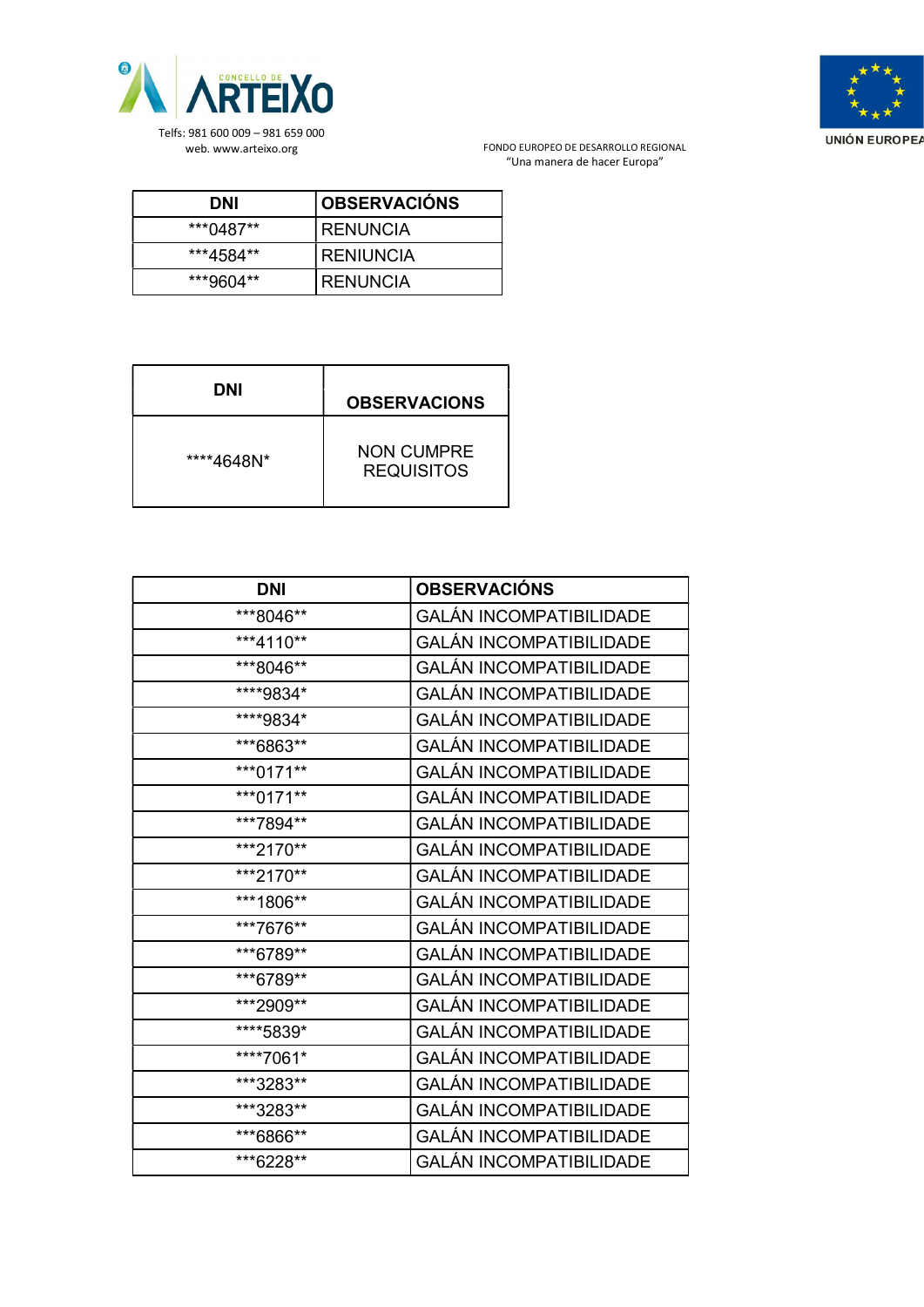Telfs: 981 600 009 – 981 659 000
web. www.arteixo.org

FONDO EUROPEO DE DESARROLLO REGIONAL
"Una manera de hacer Europa"

UNIÓN EUROPEA

| DNI | OBSERVACIÓNS |
|---|---|
| ***0487** | RENUNCIA |
| ***4584** | RENIUNCIA |
| ***9604** | RENUNCIA |

| DNI | OBSERVACIONS |
|---|---|
| ****4648N* | NON CUMPRE REQUISITOS |

| DNI | OBSERVACIÓNS |
|---|---|
| ***8046** | GALÁN INCOMPATIBILIDADE |
| ***4110** | GALÁN INCOMPATIBILIDADE |
| ***8046** | GALÁN INCOMPATIBILIDADE |
| ****9834* | GALÁN INCOMPATIBILIDADE |
| ****9834* | GALÁN INCOMPATIBILIDADE |
| ***6863** | GALÁN INCOMPATIBILIDADE |
| ***0171** | GALÁN INCOMPATIBILIDADE |
| ***0171** | GALÁN INCOMPATIBILIDADE |
| ***7894** | GALÁN INCOMPATIBILIDADE |
| ***2170** | GALÁN INCOMPATIBILIDADE |
| ***2170** | GALÁN INCOMPATIBILIDADE |
| ***1806** | GALÁN INCOMPATIBILIDADE |
| ***7676** | GALÁN INCOMPATIBILIDADE |
| ***6789** | GALÁN INCOMPATIBILIDADE |
| ***6789** | GALÁN INCOMPATIBILIDADE |
| ***2909** | GALÁN INCOMPATIBILIDADE |
| ****5839* | GALÁN INCOMPATIBILIDADE |
| ****7061* | GALÁN INCOMPATIBILIDADE |
| ***3283** | GALÁN INCOMPATIBILIDADE |
| ***3283** | GALÁN INCOMPATIBILIDADE |
| ***6866** | GALÁN INCOMPATIBILIDADE |
| ***6228** | GALÁN INCOMPATIBILIDADE |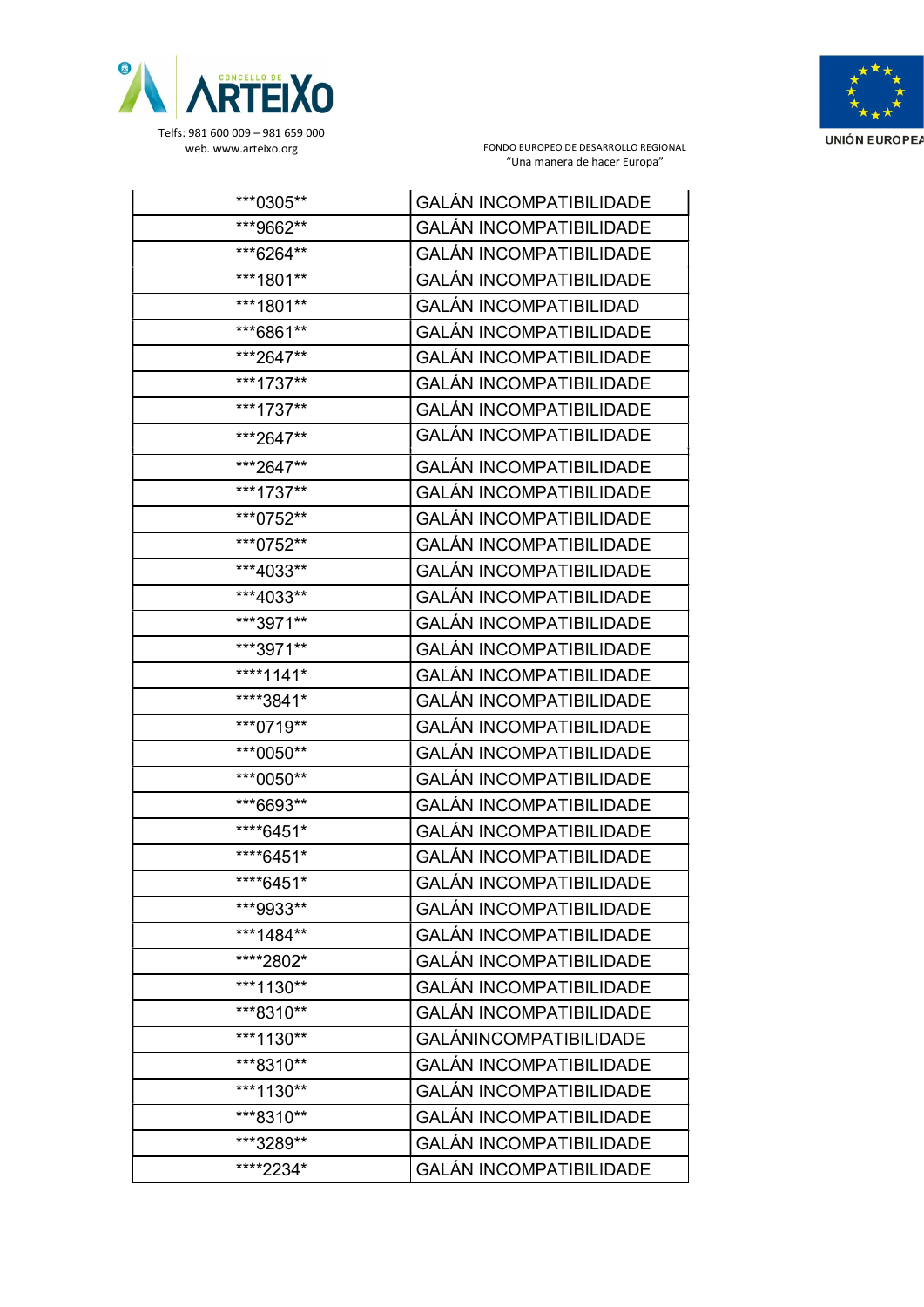| | |
|---|---|
| ***0305** | GALÁN INCOMPATIBILIDADE |
| ***9662** | GALÁN INCOMPATIBILIDADE |
| ***6264** | GALÁN INCOMPATIBILIDADE |
| ***1801** | GALÁN INCOMPATIBILIDADE |
| ***1801** | GALÁN INCOMPATIBILIDAD |
| ***6861** | GALÁN INCOMPATIBILIDADE |
| ***2647** | GALÁN INCOMPATIBILIDADE |
| ***1737** | GALÁN INCOMPATIBILIDADE |
| ***1737** | GALÁN INCOMPATIBILIDADE |
| ***2647** | GALÁN INCOMPATIBILIDADE |
| ***2647** | GALÁN INCOMPATIBILIDADE |
| ***1737** | GALÁN INCOMPATIBILIDADE |
| ***0752** | GALÁN INCOMPATIBILIDADE |
| ***0752** | GALÁN INCOMPATIBILIDADE |
| ***4033** | GALÁN INCOMPATIBILIDADE |
| ***4033** | GALÁN INCOMPATIBILIDADE |
| ***3971** | GALÁN INCOMPATIBILIDADE |
| ***3971** | GALÁN INCOMPATIBILIDADE |
| ****1141* | GALÁN INCOMPATIBILIDADE |
| ****3841* | GALÁN INCOMPATIBILIDADE |
| ***0719** | GALÁN INCOMPATIBILIDADE |
| ***0050** | GALÁN INCOMPATIBILIDADE |
| ***0050** | GALÁN INCOMPATIBILIDADE |
| ***6693** | GALÁN INCOMPATIBILIDADE |
| ****6451* | GALÁN INCOMPATIBILIDADE |
| ****6451* | GALÁN INCOMPATIBILIDADE |
| ****6451* | GALÁN INCOMPATIBILIDADE |
| ***9933** | GALÁN INCOMPATIBILIDADE |
| ***1484** | GALÁN INCOMPATIBILIDADE |
| ****2802* | GALÁN INCOMPATIBILIDADE |
| ***1130** | GALÁN INCOMPATIBILIDADE |
| ***8310** | GALÁN INCOMPATIBILIDADE |
| ***1130** | GALÁNINCOMPATIBILIDADE |
| ***8310** | GALÁN INCOMPATIBILIDADE |
| ***1130** | GALÁN INCOMPATIBILIDADE |
| ***8310** | GALÁN INCOMPATIBILIDADE |
| ***3289** | GALÁN INCOMPATIBILIDADE |
| ****2234* | GALÁN INCOMPATIBILIDADE |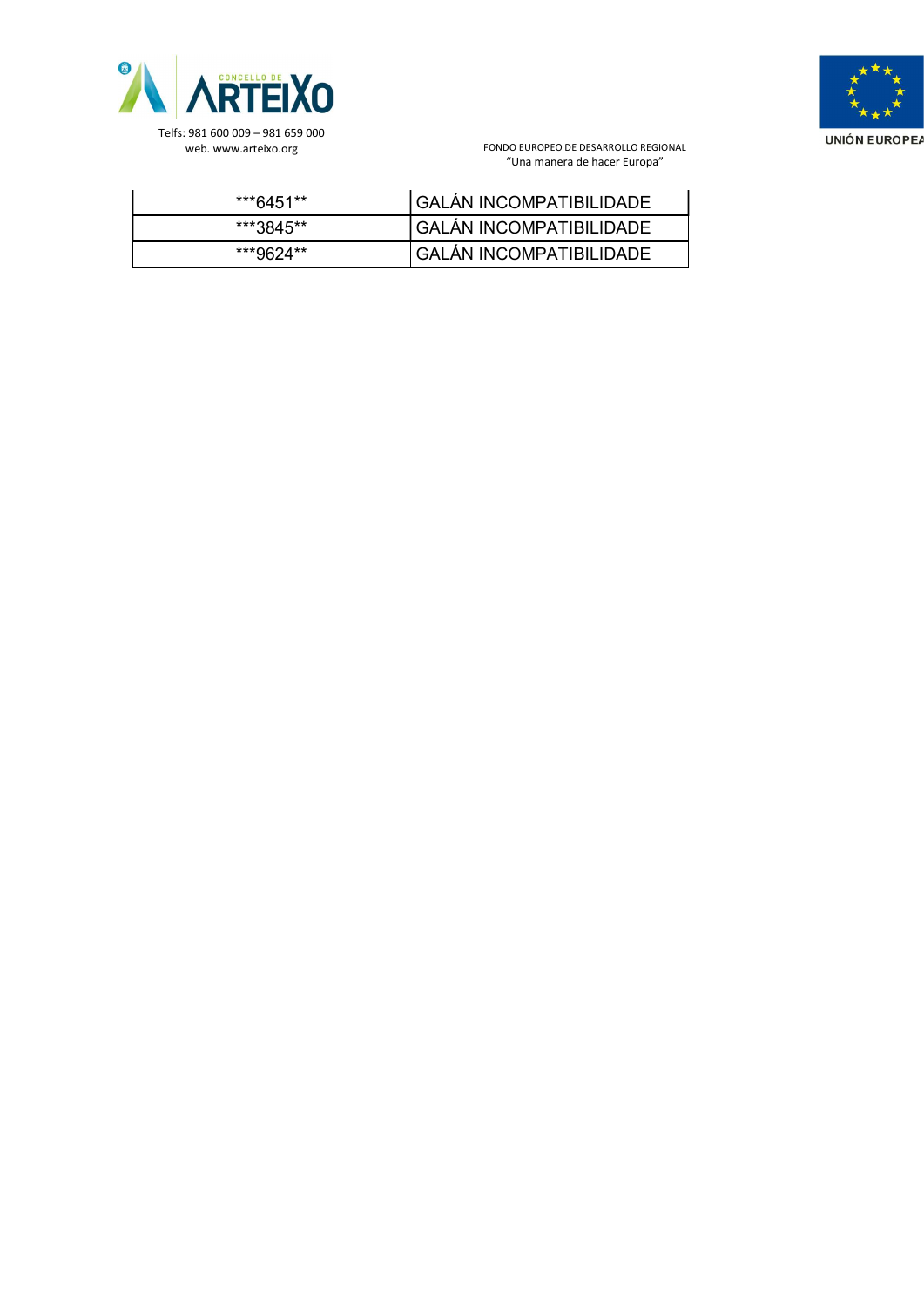| | |
|---|---|
| ***6451** | GALÁN INCOMPATIBILIDADE |
| ***3845** | GALÁN INCOMPATIBILIDADE |
| ***9624** | GALÁN INCOMPATIBILIDADE |